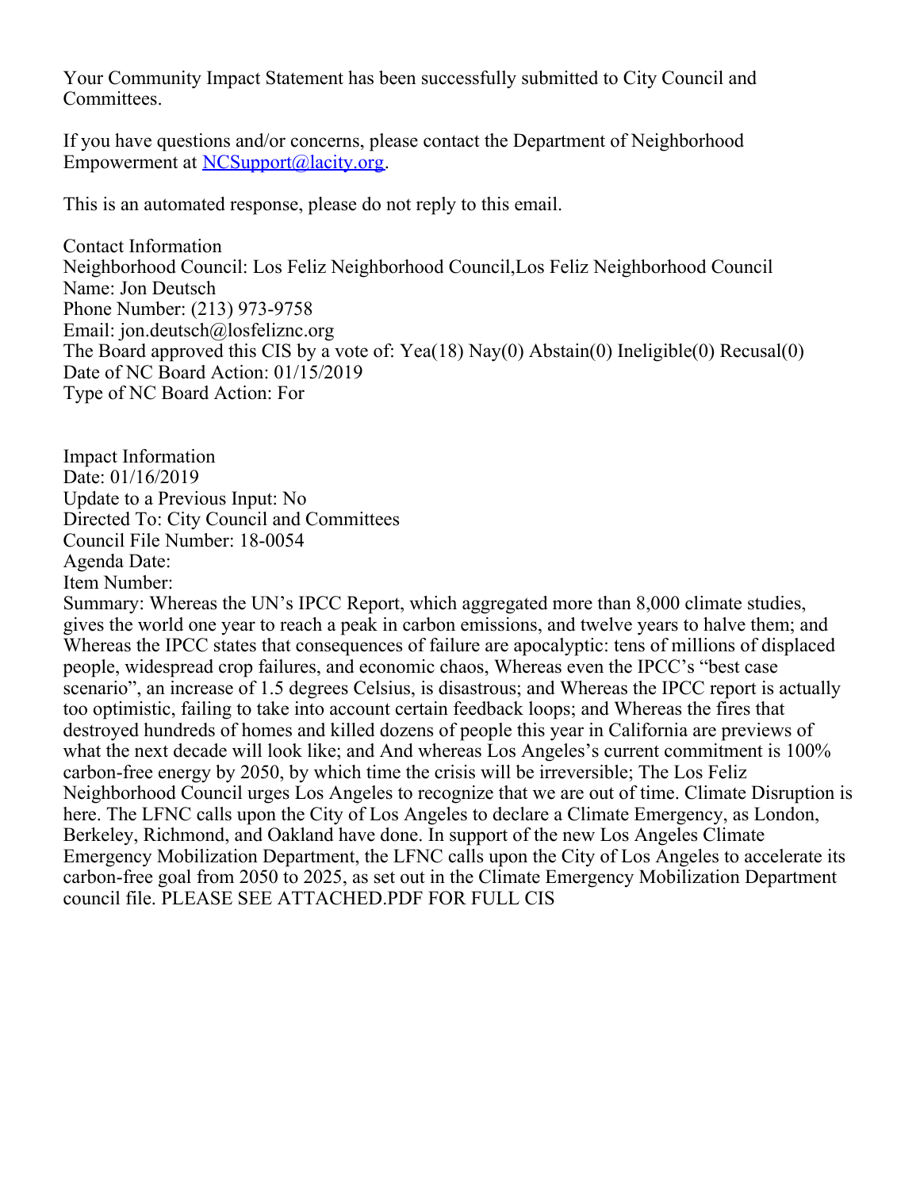Your Community Impact Statement has been successfully submitted to City Council and Committees.

If you have questions and/or concerns, please contact the Department of Neighborhood Empowerment at NCSupport@lacity.org.

This is an automated response, please do not reply to this email.

Contact Information
Neighborhood Council: Los Feliz Neighborhood Council,Los Feliz Neighborhood Council
Name: Jon Deutsch
Phone Number: (213) 973-9758
Email: jon.deutsch@losfeliznc.org
The Board approved this CIS by a vote of: Yea(18) Nay(0) Abstain(0) Ineligible(0) Recusal(0)
Date of NC Board Action: 01/15/2019
Type of NC Board Action: For

Impact Information
Date: 01/16/2019
Update to a Previous Input: No
Directed To: City Council and Committees
Council File Number: 18-0054
Agenda Date:
Item Number:
Summary: Whereas the UN's IPCC Report, which aggregated more than 8,000 climate studies, gives the world one year to reach a peak in carbon emissions, and twelve years to halve them; and Whereas the IPCC states that consequences of failure are apocalyptic: tens of millions of displaced people, widespread crop failures, and economic chaos, Whereas even the IPCC's "best case scenario", an increase of 1.5 degrees Celsius, is disastrous; and Whereas the IPCC report is actually too optimistic, failing to take into account certain feedback loops; and Whereas the fires that destroyed hundreds of homes and killed dozens of people this year in California are previews of what the next decade will look like; and And whereas Los Angeles's current commitment is 100% carbon-free energy by 2050, by which time the crisis will be irreversible; The Los Feliz Neighborhood Council urges Los Angeles to recognize that we are out of time. Climate Disruption is here. The LFNC calls upon the City of Los Angeles to declare a Climate Emergency, as London, Berkeley, Richmond, and Oakland have done. In support of the new Los Angeles Climate Emergency Mobilization Department, the LFNC calls upon the City of Los Angeles to accelerate its carbon-free goal from 2050 to 2025, as set out in the Climate Emergency Mobilization Department council file. PLEASE SEE ATTACHED.PDF FOR FULL CIS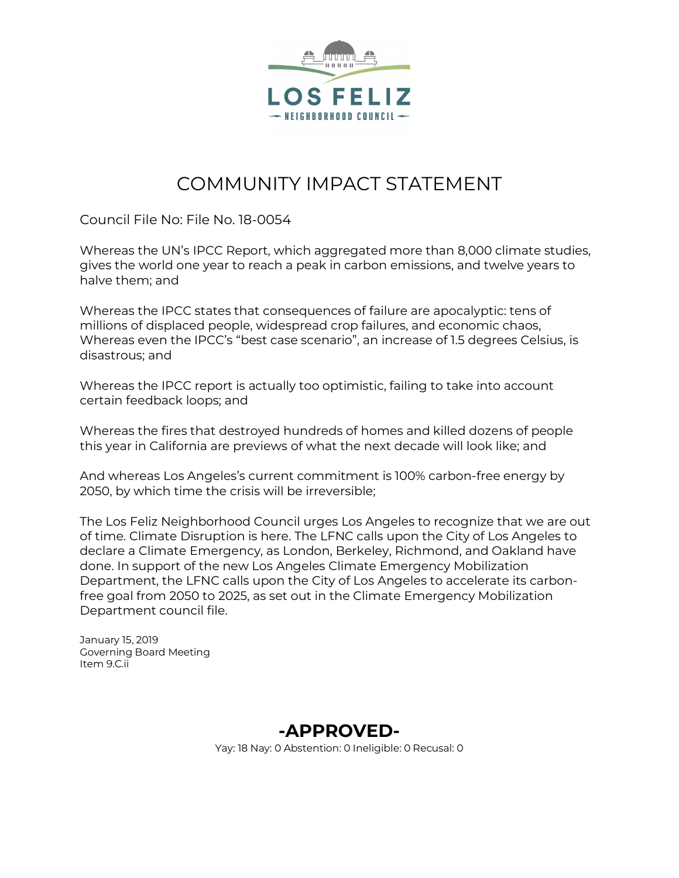LOS FELIZ

NEIGHBORHOOD COUNCIL

# COMMUNITY IMPACT STATEMENT

Council File No: File No. 18-0054

Whereas the UN's IPCC Report, which aggregated more than 8,000 climate studies, gives the world one year to reach a peak in carbon emissions, and twelve years to halve them; and

Whereas the IPCC states that consequences of failure are apocalyptic: tens of millions of displaced people, widespread crop failures, and economic chaos, Whereas even the IPCC's "best case scenario", an increase of 1.5 degrees Celsius, is disastrous; and

Whereas the IPCC report is actually too optimistic, failing to take into account certain feedback loops; and

Whereas the fires that destroyed hundreds of homes and killed dozens of people this year in California are previews of what the next decade will look like; and

And whereas Los Angeles's current commitment is 100% carbon-free energy by 2050, by which time the crisis will be irreversible;

The Los Feliz Neighborhood Council urges Los Angeles to recognize that we are out of time. Climate Disruption is here. The LFNC calls upon the City of Los Angeles to declare a Climate Emergency, as London, Berkeley, Richmond, and Oakland have done. In support of the new Los Angeles Climate Emergency Mobilization Department, the LFNC calls upon the City of Los Angeles to accelerate its carbon-free goal from 2050 to 2025, as set out in the Climate Emergency Mobilization Department council file.

January 15, 2019
Governing Board Meeting
Item 9.C.ii

## -APPROVED-

Yay: 18 Nay: 0 Abstention: 0 Ineligible: 0 Recusal: 0